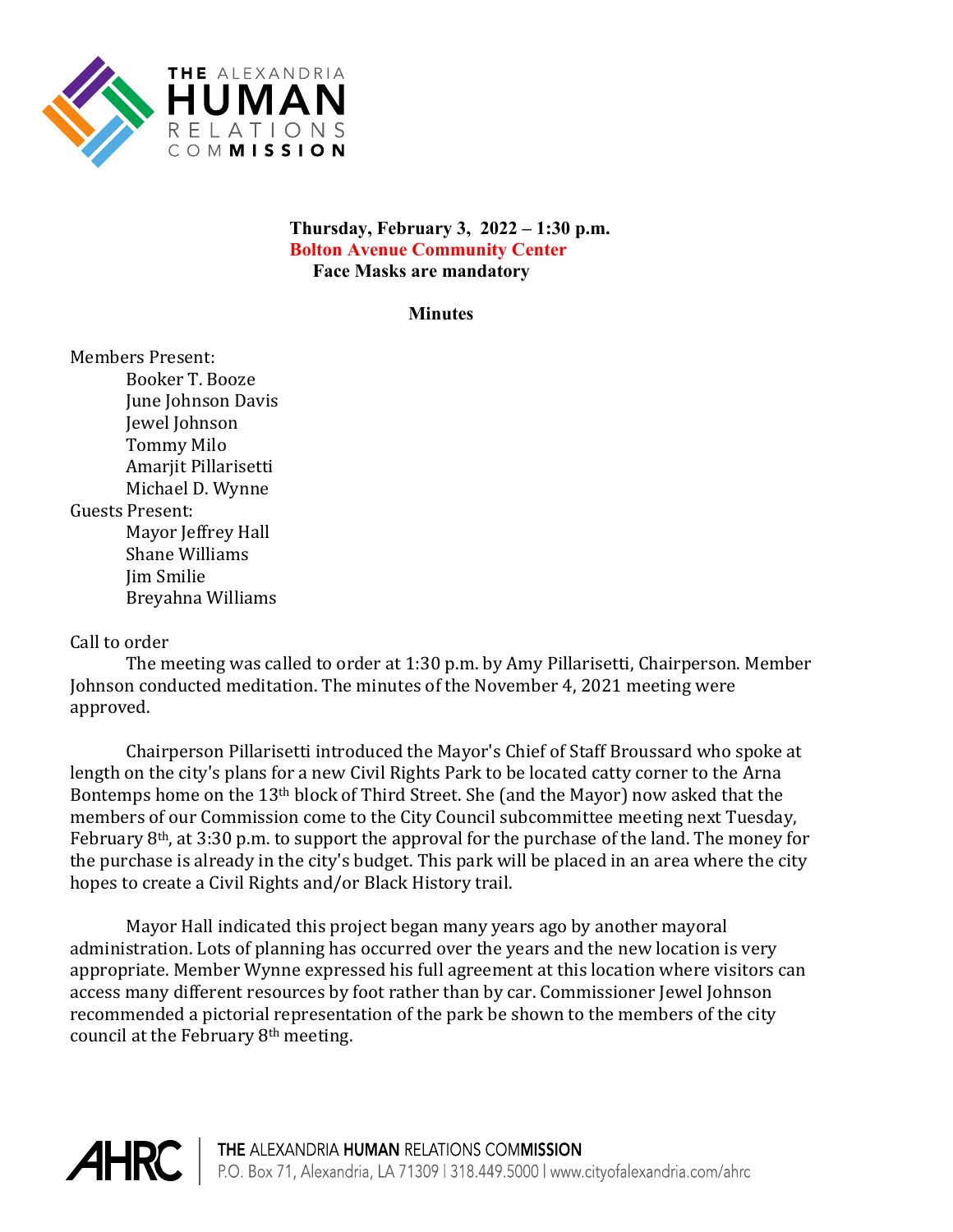# THE ALEXANDRIA HUMAN RELATIONS COMMISSION

**Thursday, February 3, 2022 – 1:30 p.m.**
**Bolton Avenue Community Center**
**Face Masks are mandatory**

## Minutes

Members Present:
- Booker T. Booze
- June Johnson Davis
- Jewel Johnson
- Tommy Milo
- Amarjit Pillarisetti
- Michael D. Wynne

Guests Present:
- Mayor Jeffrey Hall
- Shane Williams
- Jim Smilie
- Breyahna Williams

Call to order

The meeting was called to order at 1:30 p.m. by Amy Pillarisetti, Chairperson. Member Johnson conducted meditation. The minutes of the November 4, 2021 meeting were approved.

Chairperson Pillarisetti introduced the Mayor's Chief of Staff Broussard who spoke at length on the city's plans for a new Civil Rights Park to be located catty corner to the Arna Bontemps home on the 13th block of Third Street. She (and the Mayor) now asked that the members of our Commission come to the City Council subcommittee meeting next Tuesday, February 8th, at 3:30 p.m. to support the approval for the purchase of the land. The money for the purchase is already in the city's budget. This park will be placed in an area where the city hopes to create a Civil Rights and/or Black History trail.

Mayor Hall indicated this project began many years ago by another mayoral administration. Lots of planning has occurred over the years and the new location is very appropriate. Member Wynne expressed his full agreement at this location where visitors can access many different resources by foot rather than by car. Commissioner Jewel Johnson recommended a pictorial representation of the park be shown to the members of the city council at the February 8th meeting.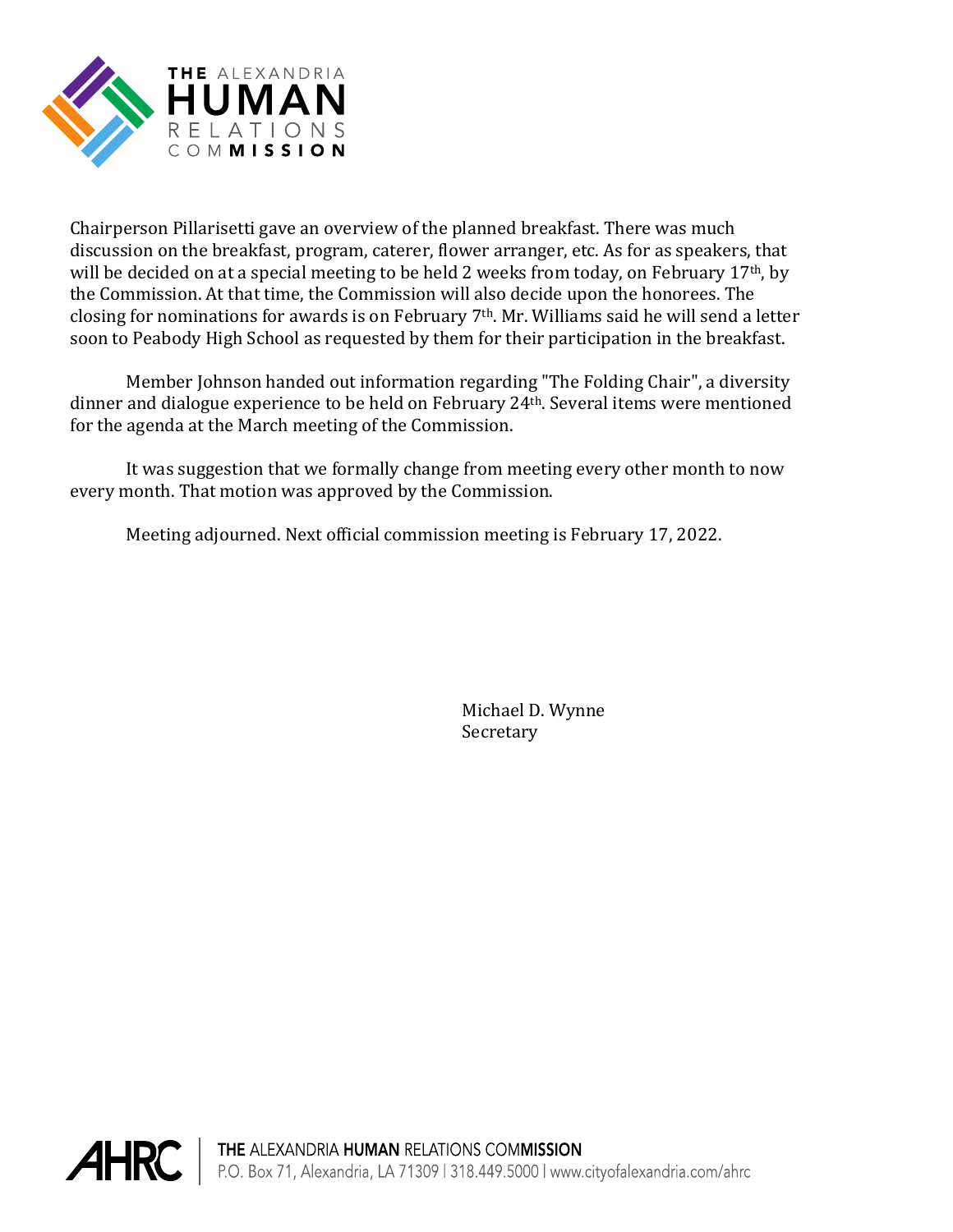Chairperson Pillarisetti gave an overview of the planned breakfast. There was much discussion on the breakfast, program, caterer, flower arranger, etc. As for as speakers, that will be decided on at a special meeting to be held 2 weeks from today, on February 17th, by the Commission. At that time, the Commission will also decide upon the honorees. The closing for nominations for awards is on February 7th. Mr. Williams said he will send a letter soon to Peabody High School as requested by them for their participation in the breakfast.

Member Johnson handed out information regarding "The Folding Chair", a diversity dinner and dialogue experience to be held on February 24th. Several items were mentioned for the agenda at the March meeting of the Commission.

It was suggestion that we formally change from meeting every other month to now every month. That motion was approved by the Commission.

Meeting adjourned. Next official commission meeting is February 17, 2022.

Michael D. Wynne
Secretary